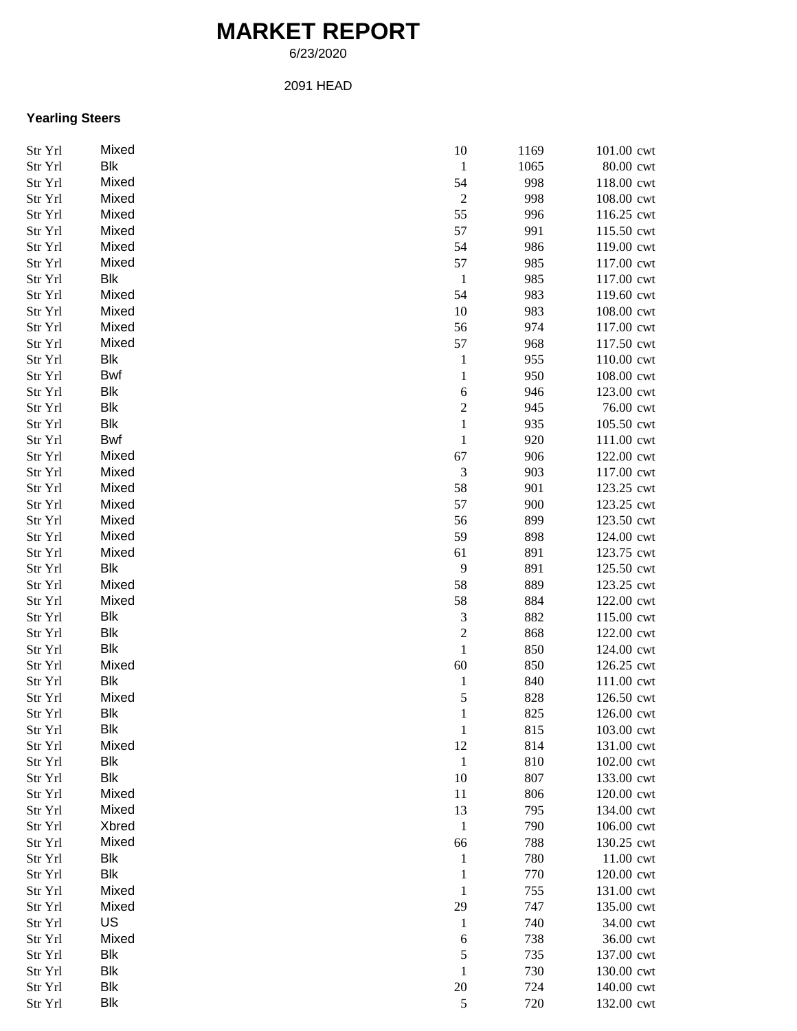# MARKET REPORT

6/23/2020

2091 HEAD

### Yearling Steers

| | | | | |
|---|---|---|---|---|
| Str Yrl | Mixed | 10 | 1169 | 101.00 cwt |
| Str Yrl | Blk | 1 | 1065 | 80.00 cwt |
| Str Yrl | Mixed | 54 | 998 | 118.00 cwt |
| Str Yrl | Mixed | 2 | 998 | 108.00 cwt |
| Str Yrl | Mixed | 55 | 996 | 116.25 cwt |
| Str Yrl | Mixed | 57 | 991 | 115.50 cwt |
| Str Yrl | Mixed | 54 | 986 | 119.00 cwt |
| Str Yrl | Mixed | 57 | 985 | 117.00 cwt |
| Str Yrl | Blk | 1 | 985 | 117.00 cwt |
| Str Yrl | Mixed | 54 | 983 | 119.60 cwt |
| Str Yrl | Mixed | 10 | 983 | 108.00 cwt |
| Str Yrl | Mixed | 56 | 974 | 117.00 cwt |
| Str Yrl | Mixed | 57 | 968 | 117.50 cwt |
| Str Yrl | Blk | 1 | 955 | 110.00 cwt |
| Str Yrl | Bwf | 1 | 950 | 108.00 cwt |
| Str Yrl | Blk | 6 | 946 | 123.00 cwt |
| Str Yrl | Blk | 2 | 945 | 76.00 cwt |
| Str Yrl | Blk | 1 | 935 | 105.50 cwt |
| Str Yrl | Bwf | 1 | 920 | 111.00 cwt |
| Str Yrl | Mixed | 67 | 906 | 122.00 cwt |
| Str Yrl | Mixed | 3 | 903 | 117.00 cwt |
| Str Yrl | Mixed | 58 | 901 | 123.25 cwt |
| Str Yrl | Mixed | 57 | 900 | 123.25 cwt |
| Str Yrl | Mixed | 56 | 899 | 123.50 cwt |
| Str Yrl | Mixed | 59 | 898 | 124.00 cwt |
| Str Yrl | Mixed | 61 | 891 | 123.75 cwt |
| Str Yrl | Blk | 9 | 891 | 125.50 cwt |
| Str Yrl | Mixed | 58 | 889 | 123.25 cwt |
| Str Yrl | Mixed | 58 | 884 | 122.00 cwt |
| Str Yrl | Blk | 3 | 882 | 115.00 cwt |
| Str Yrl | Blk | 2 | 868 | 122.00 cwt |
| Str Yrl | Blk | 1 | 850 | 124.00 cwt |
| Str Yrl | Mixed | 60 | 850 | 126.25 cwt |
| Str Yrl | Blk | 1 | 840 | 111.00 cwt |
| Str Yrl | Mixed | 5 | 828 | 126.50 cwt |
| Str Yrl | Blk | 1 | 825 | 126.00 cwt |
| Str Yrl | Blk | 1 | 815 | 103.00 cwt |
| Str Yrl | Mixed | 12 | 814 | 131.00 cwt |
| Str Yrl | Blk | 1 | 810 | 102.00 cwt |
| Str Yrl | Blk | 10 | 807 | 133.00 cwt |
| Str Yrl | Mixed | 11 | 806 | 120.00 cwt |
| Str Yrl | Mixed | 13 | 795 | 134.00 cwt |
| Str Yrl | Xbred | 1 | 790 | 106.00 cwt |
| Str Yrl | Mixed | 66 | 788 | 130.25 cwt |
| Str Yrl | Blk | 1 | 780 | 11.00 cwt |
| Str Yrl | Blk | 1 | 770 | 120.00 cwt |
| Str Yrl | Mixed | 1 | 755 | 131.00 cwt |
| Str Yrl | Mixed | 29 | 747 | 135.00 cwt |
| Str Yrl | US | 1 | 740 | 34.00 cwt |
| Str Yrl | Mixed | 6 | 738 | 36.00 cwt |
| Str Yrl | Blk | 5 | 735 | 137.00 cwt |
| Str Yrl | Blk | 1 | 730 | 130.00 cwt |
| Str Yrl | Blk | 20 | 724 | 140.00 cwt |
| Str Yrl | Blk | 5 | 720 | 132.00 cwt |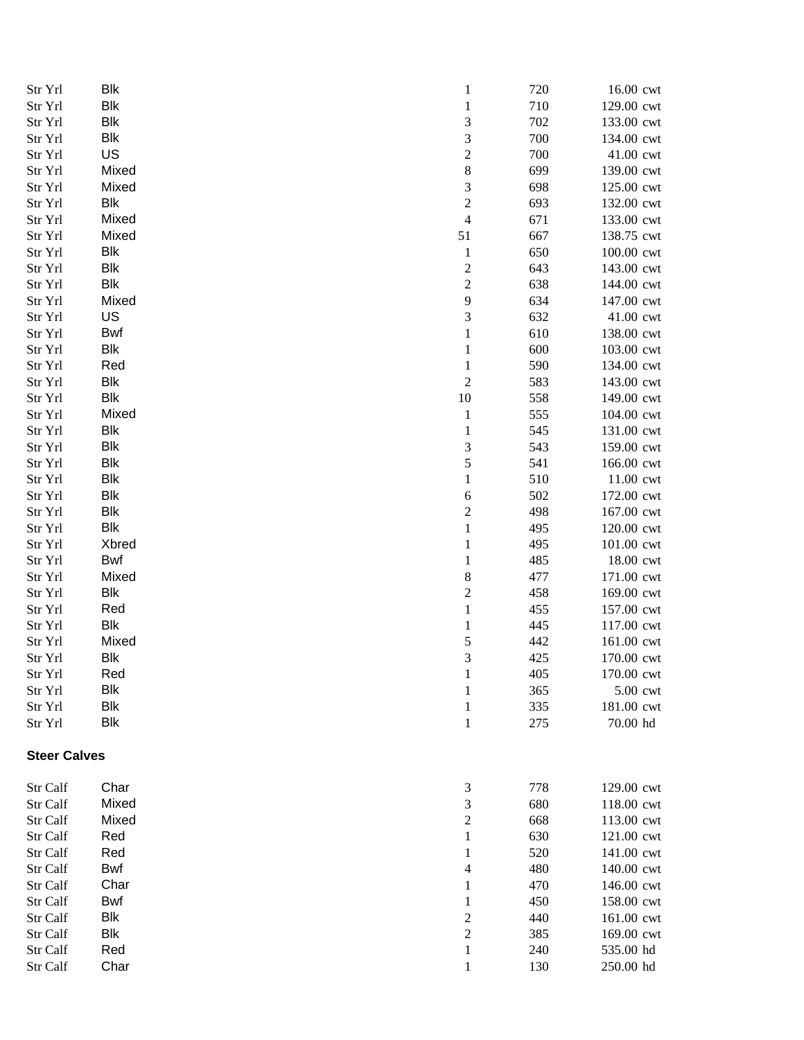| | | | | |
|---|---|---|---|---|
| Str Yrl | Blk | 1 | 720 | 16.00 cwt |
| Str Yrl | Blk | 1 | 710 | 129.00 cwt |
| Str Yrl | Blk | 3 | 702 | 133.00 cwt |
| Str Yrl | Blk | 3 | 700 | 134.00 cwt |
| Str Yrl | US | 2 | 700 | 41.00 cwt |
| Str Yrl | Mixed | 8 | 699 | 139.00 cwt |
| Str Yrl | Mixed | 3 | 698 | 125.00 cwt |
| Str Yrl | Blk | 2 | 693 | 132.00 cwt |
| Str Yrl | Mixed | 4 | 671 | 133.00 cwt |
| Str Yrl | Mixed | 51 | 667 | 138.75 cwt |
| Str Yrl | Blk | 1 | 650 | 100.00 cwt |
| Str Yrl | Blk | 2 | 643 | 143.00 cwt |
| Str Yrl | Blk | 2 | 638 | 144.00 cwt |
| Str Yrl | Mixed | 9 | 634 | 147.00 cwt |
| Str Yrl | US | 3 | 632 | 41.00 cwt |
| Str Yrl | Bwf | 1 | 610 | 138.00 cwt |
| Str Yrl | Blk | 1 | 600 | 103.00 cwt |
| Str Yrl | Red | 1 | 590 | 134.00 cwt |
| Str Yrl | Blk | 2 | 583 | 143.00 cwt |
| Str Yrl | Blk | 10 | 558 | 149.00 cwt |
| Str Yrl | Mixed | 1 | 555 | 104.00 cwt |
| Str Yrl | Blk | 1 | 545 | 131.00 cwt |
| Str Yrl | Blk | 3 | 543 | 159.00 cwt |
| Str Yrl | Blk | 5 | 541 | 166.00 cwt |
| Str Yrl | Blk | 1 | 510 | 11.00 cwt |
| Str Yrl | Blk | 6 | 502 | 172.00 cwt |
| Str Yrl | Blk | 2 | 498 | 167.00 cwt |
| Str Yrl | Blk | 1 | 495 | 120.00 cwt |
| Str Yrl | Xbred | 1 | 495 | 101.00 cwt |
| Str Yrl | Bwf | 1 | 485 | 18.00 cwt |
| Str Yrl | Mixed | 8 | 477 | 171.00 cwt |
| Str Yrl | Blk | 2 | 458 | 169.00 cwt |
| Str Yrl | Red | 1 | 455 | 157.00 cwt |
| Str Yrl | Blk | 1 | 445 | 117.00 cwt |
| Str Yrl | Mixed | 5 | 442 | 161.00 cwt |
| Str Yrl | Blk | 3 | 425 | 170.00 cwt |
| Str Yrl | Red | 1 | 405 | 170.00 cwt |
| Str Yrl | Blk | 1 | 365 | 5.00 cwt |
| Str Yrl | Blk | 1 | 335 | 181.00 cwt |
| Str Yrl | Blk | 1 | 275 | 70.00 hd |

**Steer Calves**

| | | | | |
|---|---|---|---|---|
| Str Calf | Char | 3 | 778 | 129.00 cwt |
| Str Calf | Mixed | 3 | 680 | 118.00 cwt |
| Str Calf | Mixed | 2 | 668 | 113.00 cwt |
| Str Calf | Red | 1 | 630 | 121.00 cwt |
| Str Calf | Red | 1 | 520 | 141.00 cwt |
| Str Calf | Bwf | 4 | 480 | 140.00 cwt |
| Str Calf | Char | 1 | 470 | 146.00 cwt |
| Str Calf | Bwf | 1 | 450 | 158.00 cwt |
| Str Calf | Blk | 2 | 440 | 161.00 cwt |
| Str Calf | Blk | 2 | 385 | 169.00 cwt |
| Str Calf | Red | 1 | 240 | 535.00 hd |
| Str Calf | Char | 1 | 130 | 250.00 hd |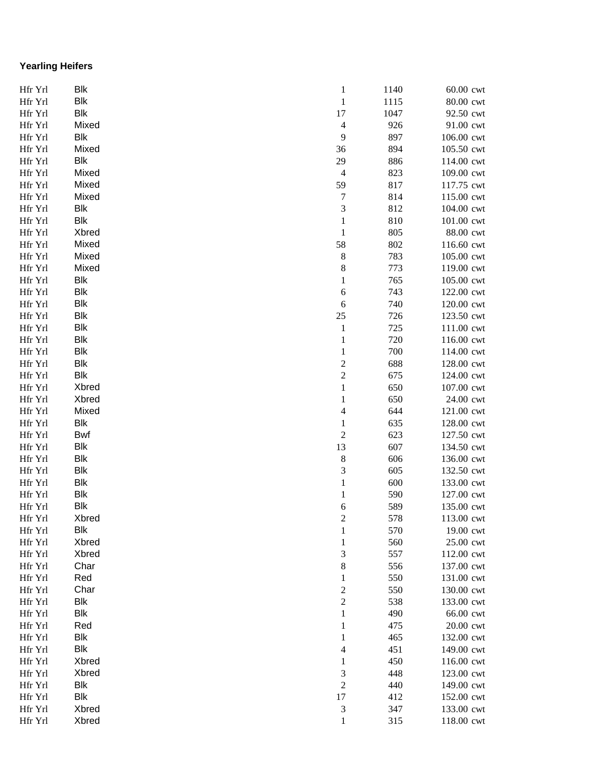**Yearling Heifers**

| | | | | | |
|---|---|---|---|---|---|
| Hfr Yrl | Blk | 1 | 1140 | 60.00 | cwt |
| Hfr Yrl | Blk | 1 | 1115 | 80.00 | cwt |
| Hfr Yrl | Blk | 17 | 1047 | 92.50 | cwt |
| Hfr Yrl | Mixed | 4 | 926 | 91.00 | cwt |
| Hfr Yrl | Blk | 9 | 897 | 106.00 | cwt |
| Hfr Yrl | Mixed | 36 | 894 | 105.50 | cwt |
| Hfr Yrl | Blk | 29 | 886 | 114.00 | cwt |
| Hfr Yrl | Mixed | 4 | 823 | 109.00 | cwt |
| Hfr Yrl | Mixed | 59 | 817 | 117.75 | cwt |
| Hfr Yrl | Mixed | 7 | 814 | 115.00 | cwt |
| Hfr Yrl | Blk | 3 | 812 | 104.00 | cwt |
| Hfr Yrl | Blk | 1 | 810 | 101.00 | cwt |
| Hfr Yrl | Xbred | 1 | 805 | 88.00 | cwt |
| Hfr Yrl | Mixed | 58 | 802 | 116.60 | cwt |
| Hfr Yrl | Mixed | 8 | 783 | 105.00 | cwt |
| Hfr Yrl | Mixed | 8 | 773 | 119.00 | cwt |
| Hfr Yrl | Blk | 1 | 765 | 105.00 | cwt |
| Hfr Yrl | Blk | 6 | 743 | 122.00 | cwt |
| Hfr Yrl | Blk | 6 | 740 | 120.00 | cwt |
| Hfr Yrl | Blk | 25 | 726 | 123.50 | cwt |
| Hfr Yrl | Blk | 1 | 725 | 111.00 | cwt |
| Hfr Yrl | Blk | 1 | 720 | 116.00 | cwt |
| Hfr Yrl | Blk | 1 | 700 | 114.00 | cwt |
| Hfr Yrl | Blk | 2 | 688 | 128.00 | cwt |
| Hfr Yrl | Blk | 2 | 675 | 124.00 | cwt |
| Hfr Yrl | Xbred | 1 | 650 | 107.00 | cwt |
| Hfr Yrl | Xbred | 1 | 650 | 24.00 | cwt |
| Hfr Yrl | Mixed | 4 | 644 | 121.00 | cwt |
| Hfr Yrl | Blk | 1 | 635 | 128.00 | cwt |
| Hfr Yrl | Bwf | 2 | 623 | 127.50 | cwt |
| Hfr Yrl | Blk | 13 | 607 | 134.50 | cwt |
| Hfr Yrl | Blk | 8 | 606 | 136.00 | cwt |
| Hfr Yrl | Blk | 3 | 605 | 132.50 | cwt |
| Hfr Yrl | Blk | 1 | 600 | 133.00 | cwt |
| Hfr Yrl | Blk | 1 | 590 | 127.00 | cwt |
| Hfr Yrl | Blk | 6 | 589 | 135.00 | cwt |
| Hfr Yrl | Xbred | 2 | 578 | 113.00 | cwt |
| Hfr Yrl | Blk | 1 | 570 | 19.00 | cwt |
| Hfr Yrl | Xbred | 1 | 560 | 25.00 | cwt |
| Hfr Yrl | Xbred | 3 | 557 | 112.00 | cwt |
| Hfr Yrl | Char | 8 | 556 | 137.00 | cwt |
| Hfr Yrl | Red | 1 | 550 | 131.00 | cwt |
| Hfr Yrl | Char | 2 | 550 | 130.00 | cwt |
| Hfr Yrl | Blk | 2 | 538 | 133.00 | cwt |
| Hfr Yrl | Blk | 1 | 490 | 66.00 | cwt |
| Hfr Yrl | Red | 1 | 475 | 20.00 | cwt |
| Hfr Yrl | Blk | 1 | 465 | 132.00 | cwt |
| Hfr Yrl | Blk | 4 | 451 | 149.00 | cwt |
| Hfr Yrl | Xbred | 1 | 450 | 116.00 | cwt |
| Hfr Yrl | Xbred | 3 | 448 | 123.00 | cwt |
| Hfr Yrl | Blk | 2 | 440 | 149.00 | cwt |
| Hfr Yrl | Blk | 17 | 412 | 152.00 | cwt |
| Hfr Yrl | Xbred | 3 | 347 | 133.00 | cwt |
| Hfr Yrl | Xbred | 1 | 315 | 118.00 | cwt |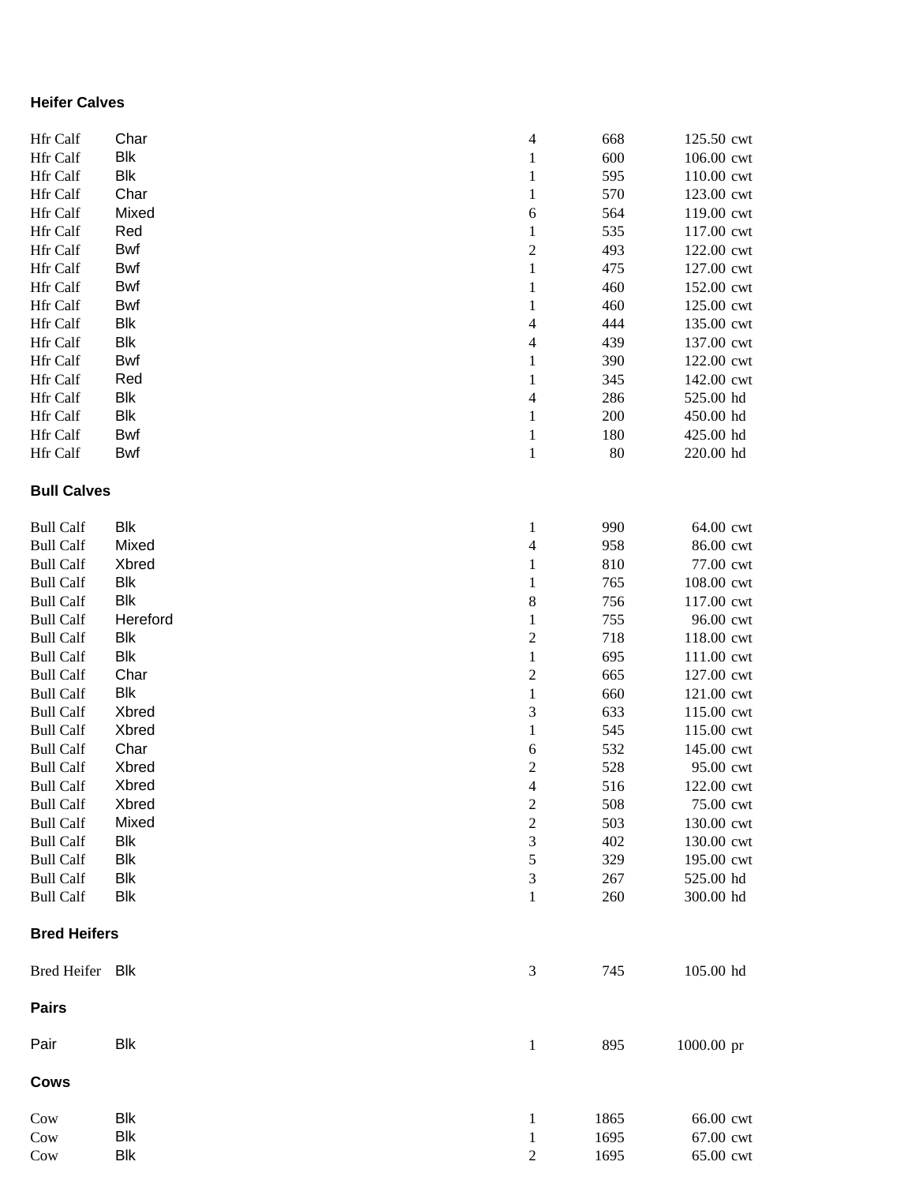### Heifer Calves

| | | | | | |
|---|---|---|---|---|---|
| Hfr Calf | Char | 4 | 668 | 125.50 | cwt |
| Hfr Calf | Blk | 1 | 600 | 106.00 | cwt |
| Hfr Calf | Blk | 1 | 595 | 110.00 | cwt |
| Hfr Calf | Char | 1 | 570 | 123.00 | cwt |
| Hfr Calf | Mixed | 6 | 564 | 119.00 | cwt |
| Hfr Calf | Red | 1 | 535 | 117.00 | cwt |
| Hfr Calf | Bwf | 2 | 493 | 122.00 | cwt |
| Hfr Calf | Bwf | 1 | 475 | 127.00 | cwt |
| Hfr Calf | Bwf | 1 | 460 | 152.00 | cwt |
| Hfr Calf | Bwf | 1 | 460 | 125.00 | cwt |
| Hfr Calf | Blk | 4 | 444 | 135.00 | cwt |
| Hfr Calf | Blk | 4 | 439 | 137.00 | cwt |
| Hfr Calf | Bwf | 1 | 390 | 122.00 | cwt |
| Hfr Calf | Red | 1 | 345 | 142.00 | cwt |
| Hfr Calf | Blk | 4 | 286 | 525.00 | hd |
| Hfr Calf | Blk | 1 | 200 | 450.00 | hd |
| Hfr Calf | Bwf | 1 | 180 | 425.00 | hd |
| Hfr Calf | Bwf | 1 | 80 | 220.00 | hd |

### Bull Calves

| | | | | | |
|---|---|---|---|---|---|
| Bull Calf | Blk | 1 | 990 | 64.00 | cwt |
| Bull Calf | Mixed | 4 | 958 | 86.00 | cwt |
| Bull Calf | Xbred | 1 | 810 | 77.00 | cwt |
| Bull Calf | Blk | 1 | 765 | 108.00 | cwt |
| Bull Calf | Blk | 8 | 756 | 117.00 | cwt |
| Bull Calf | Hereford | 1 | 755 | 96.00 | cwt |
| Bull Calf | Blk | 2 | 718 | 118.00 | cwt |
| Bull Calf | Blk | 1 | 695 | 111.00 | cwt |
| Bull Calf | Char | 2 | 665 | 127.00 | cwt |
| Bull Calf | Blk | 1 | 660 | 121.00 | cwt |
| Bull Calf | Xbred | 3 | 633 | 115.00 | cwt |
| Bull Calf | Xbred | 1 | 545 | 115.00 | cwt |
| Bull Calf | Char | 6 | 532 | 145.00 | cwt |
| Bull Calf | Xbred | 2 | 528 | 95.00 | cwt |
| Bull Calf | Xbred | 4 | 516 | 122.00 | cwt |
| Bull Calf | Xbred | 2 | 508 | 75.00 | cwt |
| Bull Calf | Mixed | 2 | 503 | 130.00 | cwt |
| Bull Calf | Blk | 3 | 402 | 130.00 | cwt |
| Bull Calf | Blk | 5 | 329 | 195.00 | cwt |
| Bull Calf | Blk | 3 | 267 | 525.00 | hd |
| Bull Calf | Blk | 1 | 260 | 300.00 | hd |

### Bred Heifers

| | | | | | |
|---|---|---|---|---|---|
| Bred Heifer | Blk | 3 | 745 | 105.00 | hd |

### Pairs

| | | | | | |
|---|---|---|---|---|---|
| Pair | Blk | 1 | 895 | 1000.00 | pr |

### Cows

| | | | | | |
|---|---|---|---|---|---|
| Cow | Blk | 1 | 1865 | 66.00 | cwt |
| Cow | Blk | 1 | 1695 | 67.00 | cwt |
| Cow | Blk | 2 | 1695 | 65.00 | cwt |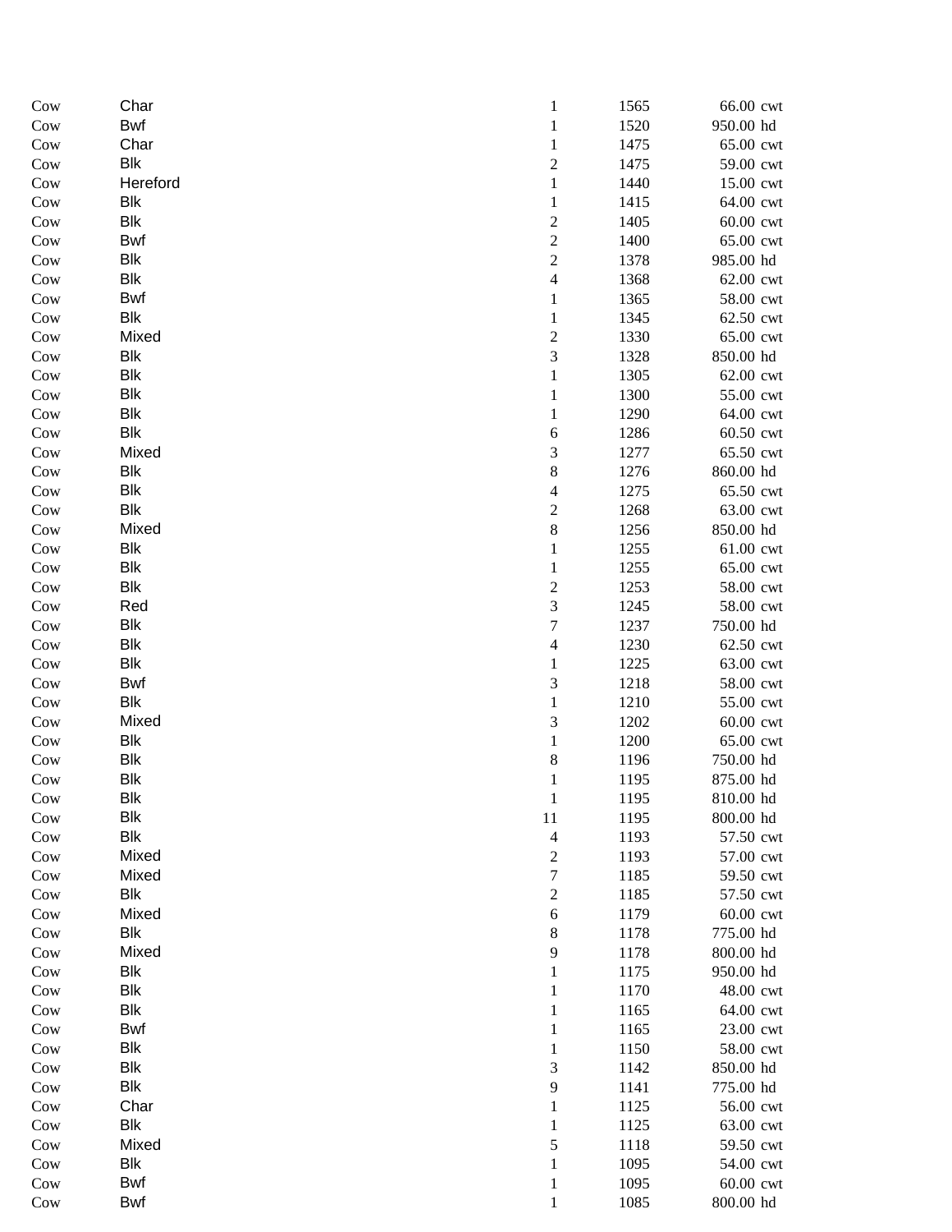| | | | | | |
|---|---|---|---|---|---|
| Cow | Char | 1 | 1565 | 66.00 | cwt |
| Cow | Bwf | 1 | 1520 | 950.00 | hd |
| Cow | Char | 1 | 1475 | 65.00 | cwt |
| Cow | Blk | 2 | 1475 | 59.00 | cwt |
| Cow | Hereford | 1 | 1440 | 15.00 | cwt |
| Cow | Blk | 1 | 1415 | 64.00 | cwt |
| Cow | Blk | 2 | 1405 | 60.00 | cwt |
| Cow | Bwf | 2 | 1400 | 65.00 | cwt |
| Cow | Blk | 2 | 1378 | 985.00 | hd |
| Cow | Blk | 4 | 1368 | 62.00 | cwt |
| Cow | Bwf | 1 | 1365 | 58.00 | cwt |
| Cow | Blk | 1 | 1345 | 62.50 | cwt |
| Cow | Mixed | 2 | 1330 | 65.00 | cwt |
| Cow | Blk | 3 | 1328 | 850.00 | hd |
| Cow | Blk | 1 | 1305 | 62.00 | cwt |
| Cow | Blk | 1 | 1300 | 55.00 | cwt |
| Cow | Blk | 1 | 1290 | 64.00 | cwt |
| Cow | Blk | 6 | 1286 | 60.50 | cwt |
| Cow | Mixed | 3 | 1277 | 65.50 | cwt |
| Cow | Blk | 8 | 1276 | 860.00 | hd |
| Cow | Blk | 4 | 1275 | 65.50 | cwt |
| Cow | Blk | 2 | 1268 | 63.00 | cwt |
| Cow | Mixed | 8 | 1256 | 850.00 | hd |
| Cow | Blk | 1 | 1255 | 61.00 | cwt |
| Cow | Blk | 1 | 1255 | 65.00 | cwt |
| Cow | Blk | 2 | 1253 | 58.00 | cwt |
| Cow | Red | 3 | 1245 | 58.00 | cwt |
| Cow | Blk | 7 | 1237 | 750.00 | hd |
| Cow | Blk | 4 | 1230 | 62.50 | cwt |
| Cow | Blk | 1 | 1225 | 63.00 | cwt |
| Cow | Bwf | 3 | 1218 | 58.00 | cwt |
| Cow | Blk | 1 | 1210 | 55.00 | cwt |
| Cow | Mixed | 3 | 1202 | 60.00 | cwt |
| Cow | Blk | 1 | 1200 | 65.00 | cwt |
| Cow | Blk | 8 | 1196 | 750.00 | hd |
| Cow | Blk | 1 | 1195 | 875.00 | hd |
| Cow | Blk | 1 | 1195 | 810.00 | hd |
| Cow | Blk | 11 | 1195 | 800.00 | hd |
| Cow | Blk | 4 | 1193 | 57.50 | cwt |
| Cow | Mixed | 2 | 1193 | 57.00 | cwt |
| Cow | Mixed | 7 | 1185 | 59.50 | cwt |
| Cow | Blk | 2 | 1185 | 57.50 | cwt |
| Cow | Mixed | 6 | 1179 | 60.00 | cwt |
| Cow | Blk | 8 | 1178 | 775.00 | hd |
| Cow | Mixed | 9 | 1178 | 800.00 | hd |
| Cow | Blk | 1 | 1175 | 950.00 | hd |
| Cow | Blk | 1 | 1170 | 48.00 | cwt |
| Cow | Blk | 1 | 1165 | 64.00 | cwt |
| Cow | Bwf | 1 | 1165 | 23.00 | cwt |
| Cow | Blk | 1 | 1150 | 58.00 | cwt |
| Cow | Blk | 3 | 1142 | 850.00 | hd |
| Cow | Blk | 9 | 1141 | 775.00 | hd |
| Cow | Char | 1 | 1125 | 56.00 | cwt |
| Cow | Blk | 1 | 1125 | 63.00 | cwt |
| Cow | Mixed | 5 | 1118 | 59.50 | cwt |
| Cow | Blk | 1 | 1095 | 54.00 | cwt |
| Cow | Bwf | 1 | 1095 | 60.00 | cwt |
| Cow | Bwf | 1 | 1085 | 800.00 | hd |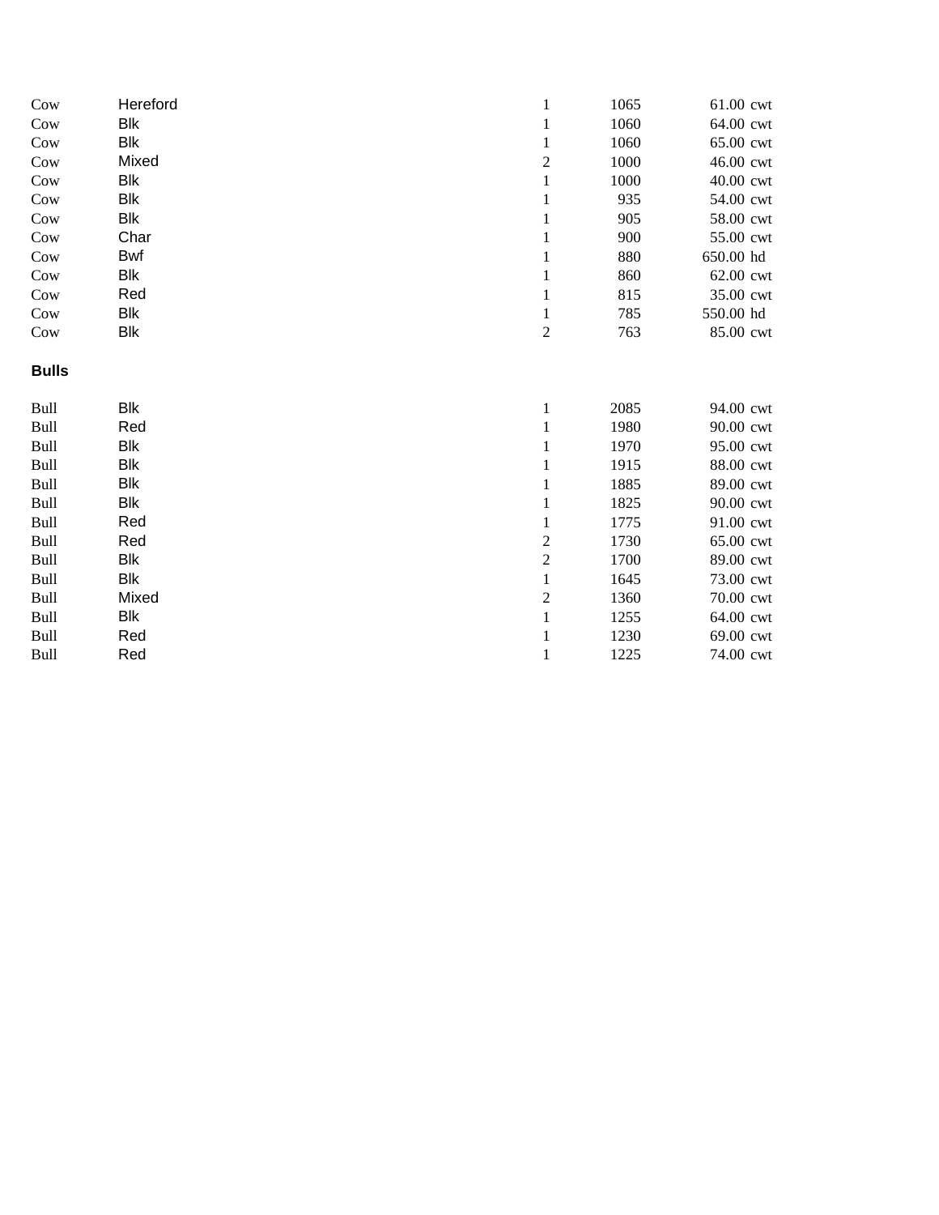| | | | | | |
|---|---|---|---|---|---|
| Cow | Hereford | 1 | 1065 | 61.00 | cwt |
| Cow | Blk | 1 | 1060 | 64.00 | cwt |
| Cow | Blk | 1 | 1060 | 65.00 | cwt |
| Cow | Mixed | 2 | 1000 | 46.00 | cwt |
| Cow | Blk | 1 | 1000 | 40.00 | cwt |
| Cow | Blk | 1 | 935 | 54.00 | cwt |
| Cow | Blk | 1 | 905 | 58.00 | cwt |
| Cow | Char | 1 | 900 | 55.00 | cwt |
| Cow | Bwf | 1 | 880 | 650.00 | hd |
| Cow | Blk | 1 | 860 | 62.00 | cwt |
| Cow | Red | 1 | 815 | 35.00 | cwt |
| Cow | Blk | 1 | 785 | 550.00 | hd |
| Cow | Blk | 2 | 763 | 85.00 | cwt |

**Bulls**

| | | | | | |
|---|---|---|---|---|---|
| Bull | Blk | 1 | 2085 | 94.00 | cwt |
| Bull | Red | 1 | 1980 | 90.00 | cwt |
| Bull | Blk | 1 | 1970 | 95.00 | cwt |
| Bull | Blk | 1 | 1915 | 88.00 | cwt |
| Bull | Blk | 1 | 1885 | 89.00 | cwt |
| Bull | Blk | 1 | 1825 | 90.00 | cwt |
| Bull | Red | 1 | 1775 | 91.00 | cwt |
| Bull | Red | 2 | 1730 | 65.00 | cwt |
| Bull | Blk | 2 | 1700 | 89.00 | cwt |
| Bull | Blk | 1 | 1645 | 73.00 | cwt |
| Bull | Mixed | 2 | 1360 | 70.00 | cwt |
| Bull | Blk | 1 | 1255 | 64.00 | cwt |
| Bull | Red | 1 | 1230 | 69.00 | cwt |
| Bull | Red | 1 | 1225 | 74.00 | cwt |